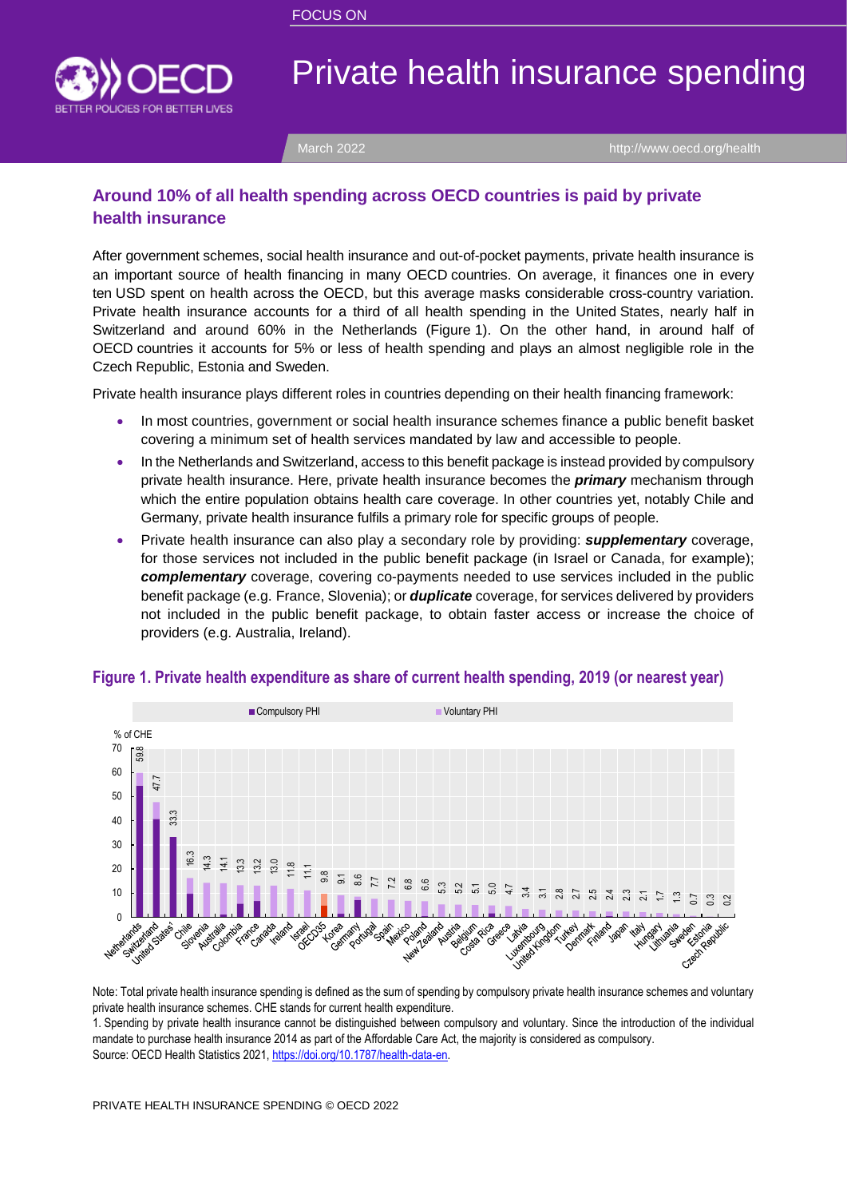FOCUS ON

# Private health insurance spending

March 2022 http://www.oecd.org/health

## Around 10% of all health spending across OECD countries is paid by private health insurance

After government schemes, social health insurance and out-of-pocket payments, private health insurance is an important source of health financing in many OECD countries. On average, it finances one in every ten USD spent on health across the OECD, but this average masks considerable cross-country variation. Private health insurance accounts for a third of all health spending in the United States, nearly half in Switzerland and around 60% in the Netherlands (Figure 1). On the other hand, in around half of OECD countries it accounts for 5% or less of health spending and plays an almost negligible role in the Czech Republic, Estonia and Sweden.

Private health insurance plays different roles in countries depending on their health financing framework:

- In most countries, government or social health insurance schemes finance a public benefit basket covering a minimum set of health services mandated by law and accessible to people.
- In the Netherlands and Switzerland, access to this benefit package is instead provided by compulsory private health insurance. Here, private health insurance becomes the ***primary*** mechanism through which the entire population obtains health care coverage. In other countries yet, notably Chile and Germany, private health insurance fulfils a primary role for specific groups of people.
- Private health insurance can also play a secondary role by providing: ***supplementary*** coverage, for those services not included in the public benefit package (in Israel or Canada, for example); ***complementary*** coverage, covering co-payments needed to use services included in the public benefit package (e.g. France, Slovenia); or ***duplicate*** coverage, for services delivered by providers not included in the public benefit package, to obtain faster access or increase the choice of providers (e.g. Australia, Ireland).

### Figure 1. Private health expenditure as share of current health spending, 2019 (or nearest year)

| Country | Total PHI (% of CHE) |
|---|---|
| Netherlands | 59.8 |
| Switzerland | 47.7 |
| United States[1] | 33.3 |
| Chile | 16.3 |
| Slovenia | 14.3 |
| Australia | 14.1 |
| Colombia | 13.3 |
| France | 13.2 |
| Canada | 13.0 |
| Ireland | 11.8 |
| Israel | 11.1 |
| OECD35 | 9.8 |
| Korea | 9.1 |
| Germany | 8.6 |
| Portugal | 7.7 |
| Spain | 7.2 |
| Mexico | 6.8 |
| Poland | 6.6 |
| New Zealand | 5.3 |
| Austria | 5.2 |
| Belgium | 5.1 |
| Costa Rica | 5.0 |
| Greece | 4.7 |
| Latvia | 3.4 |
| Luxembourg | 3.1 |
| United Kingdom | 2.8 |
| Turkey | 2.7 |
| Denmark | 2.5 |
| Finland | 2.4 |
| Japan | 2.3 |
| Italy | 2.1 |
| Hungary | 1.7 |
| Lithuania | 1.3 |
| Sweden | 0.7 |
| Estonia | 0.3 |
| Czech Republic | 0.2 |

Note: Total private health insurance spending is defined as the sum of spending by compulsory private health insurance schemes and voluntary private health insurance schemes. CHE stands for current health expenditure.
1. Spending by private health insurance cannot be distinguished between compulsory and voluntary. Since the introduction of the individual mandate to purchase health insurance 2014 as part of the Affordable Care Act, the majority is considered as compulsory.
Source: OECD Health Statistics 2021, https://doi.org/10.1787/health-data-en.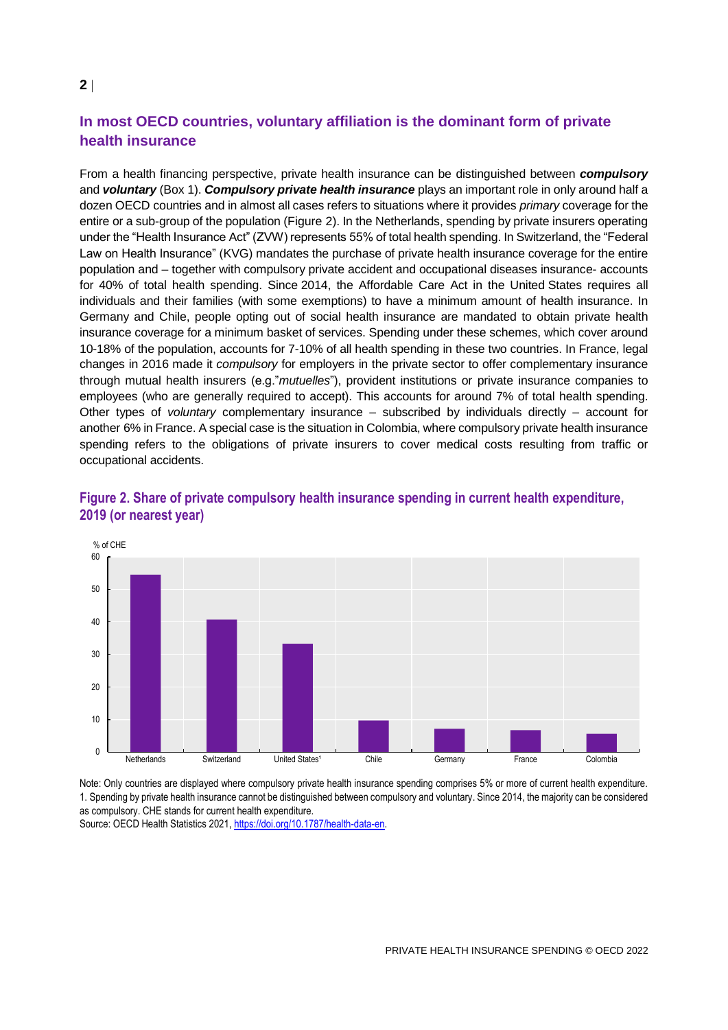## In most OECD countries, voluntary affiliation is the dominant form of private health insurance

From a health financing perspective, private health insurance can be distinguished between ***compulsory*** and ***voluntary*** (Box 1). ***Compulsory private health insurance*** plays an important role in only around half a dozen OECD countries and in almost all cases refers to situations where it provides *primary* coverage for the entire or a sub-group of the population (Figure 2). In the Netherlands, spending by private insurers operating under the "Health Insurance Act" (ZVW) represents 55% of total health spending. In Switzerland, the "Federal Law on Health Insurance" (KVG) mandates the purchase of private health insurance coverage for the entire population and – together with compulsory private accident and occupational diseases insurance- accounts for 40% of total health spending. Since 2014, the Affordable Care Act in the United States requires all individuals and their families (with some exemptions) to have a minimum amount of health insurance. In Germany and Chile, people opting out of social health insurance are mandated to obtain private health insurance coverage for a minimum basket of services. Spending under these schemes, which cover around 10-18% of the population, accounts for 7-10% of all health spending in these two countries. In France, legal changes in 2016 made it *compulsory* for employers in the private sector to offer complementary insurance through mutual health insurers (e.g."*mutuelles*"), provident institutions or private insurance companies to employees (who are generally required to accept). This accounts for around 7% of total health spending. Other types of *voluntary* complementary insurance – subscribed by individuals directly – account for another 6% in France. A special case is the situation in Colombia, where compulsory private health insurance spending refers to the obligations of private insurers to cover medical costs resulting from traffic or occupational accidents.

### Figure 2. Share of private compulsory health insurance spending in current health expenditure, 2019 (or nearest year)

Note: Only countries are displayed where compulsory private health insurance spending comprises 5% or more of current health expenditure.
1. Spending by private health insurance cannot be distinguished between compulsory and voluntary. Since 2014, the majority can be considered as compulsory. CHE stands for current health expenditure.
Source: OECD Health Statistics 2021, https://doi.org/10.1787/health-data-en.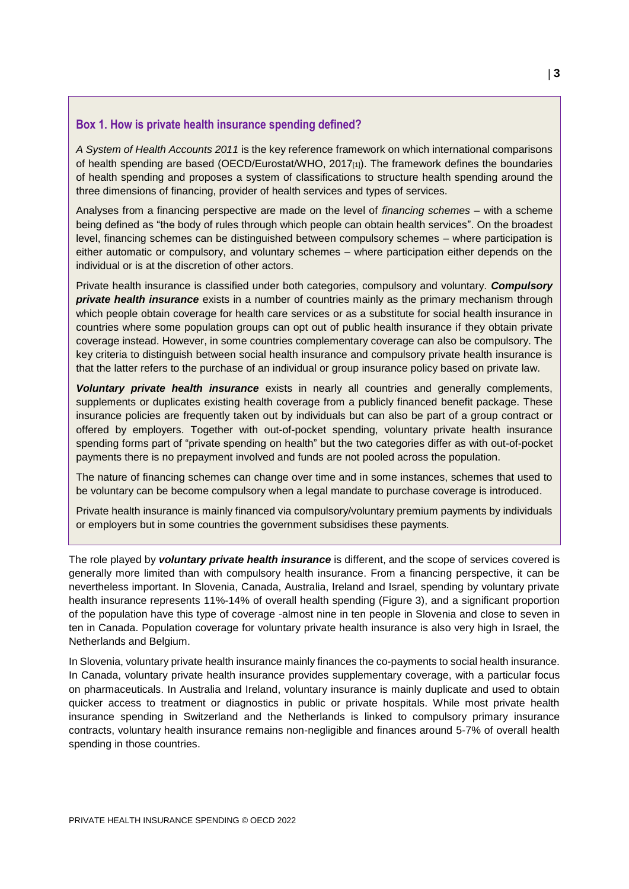### Box 1. How is private health insurance spending defined?

*A System of Health Accounts 2011* is the key reference framework on which international comparisons of health spending are based (OECD/Eurostat/WHO, 2017[1]). The framework defines the boundaries of health spending and proposes a system of classifications to structure health spending around the three dimensions of financing, provider of health services and types of services.

Analyses from a financing perspective are made on the level of *financing schemes* – with a scheme being defined as "the body of rules through which people can obtain health services". On the broadest level, financing schemes can be distinguished between compulsory schemes – where participation is either automatic or compulsory, and voluntary schemes – where participation either depends on the individual or is at the discretion of other actors.

Private health insurance is classified under both categories, compulsory and voluntary. ***Compulsory private health insurance*** exists in a number of countries mainly as the primary mechanism through which people obtain coverage for health care services or as a substitute for social health insurance in countries where some population groups can opt out of public health insurance if they obtain private coverage instead. However, in some countries complementary coverage can also be compulsory. The key criteria to distinguish between social health insurance and compulsory private health insurance is that the latter refers to the purchase of an individual or group insurance policy based on private law.

***Voluntary private health insurance*** exists in nearly all countries and generally complements, supplements or duplicates existing health coverage from a publicly financed benefit package. These insurance policies are frequently taken out by individuals but can also be part of a group contract or offered by employers. Together with out-of-pocket spending, voluntary private health insurance spending forms part of "private spending on health" but the two categories differ as with out-of-pocket payments there is no prepayment involved and funds are not pooled across the population.

The nature of financing schemes can change over time and in some instances, schemes that used to be voluntary can be become compulsory when a legal mandate to purchase coverage is introduced.

Private health insurance is mainly financed via compulsory/voluntary premium payments by individuals or employers but in some countries the government subsidises these payments.

The role played by ***voluntary private health insurance*** is different, and the scope of services covered is generally more limited than with compulsory health insurance. From a financing perspective, it can be nevertheless important. In Slovenia, Canada, Australia, Ireland and Israel, spending by voluntary private health insurance represents 11%-14% of overall health spending (Figure 3), and a significant proportion of the population have this type of coverage -almost nine in ten people in Slovenia and close to seven in ten in Canada. Population coverage for voluntary private health insurance is also very high in Israel, the Netherlands and Belgium.

In Slovenia, voluntary private health insurance mainly finances the co-payments to social health insurance. In Canada, voluntary private health insurance provides supplementary coverage, with a particular focus on pharmaceuticals. In Australia and Ireland, voluntary insurance is mainly duplicate and used to obtain quicker access to treatment or diagnostics in public or private hospitals. While most private health insurance spending in Switzerland and the Netherlands is linked to compulsory primary insurance contracts, voluntary health insurance remains non-negligible and finances around 5-7% of overall health spending in those countries.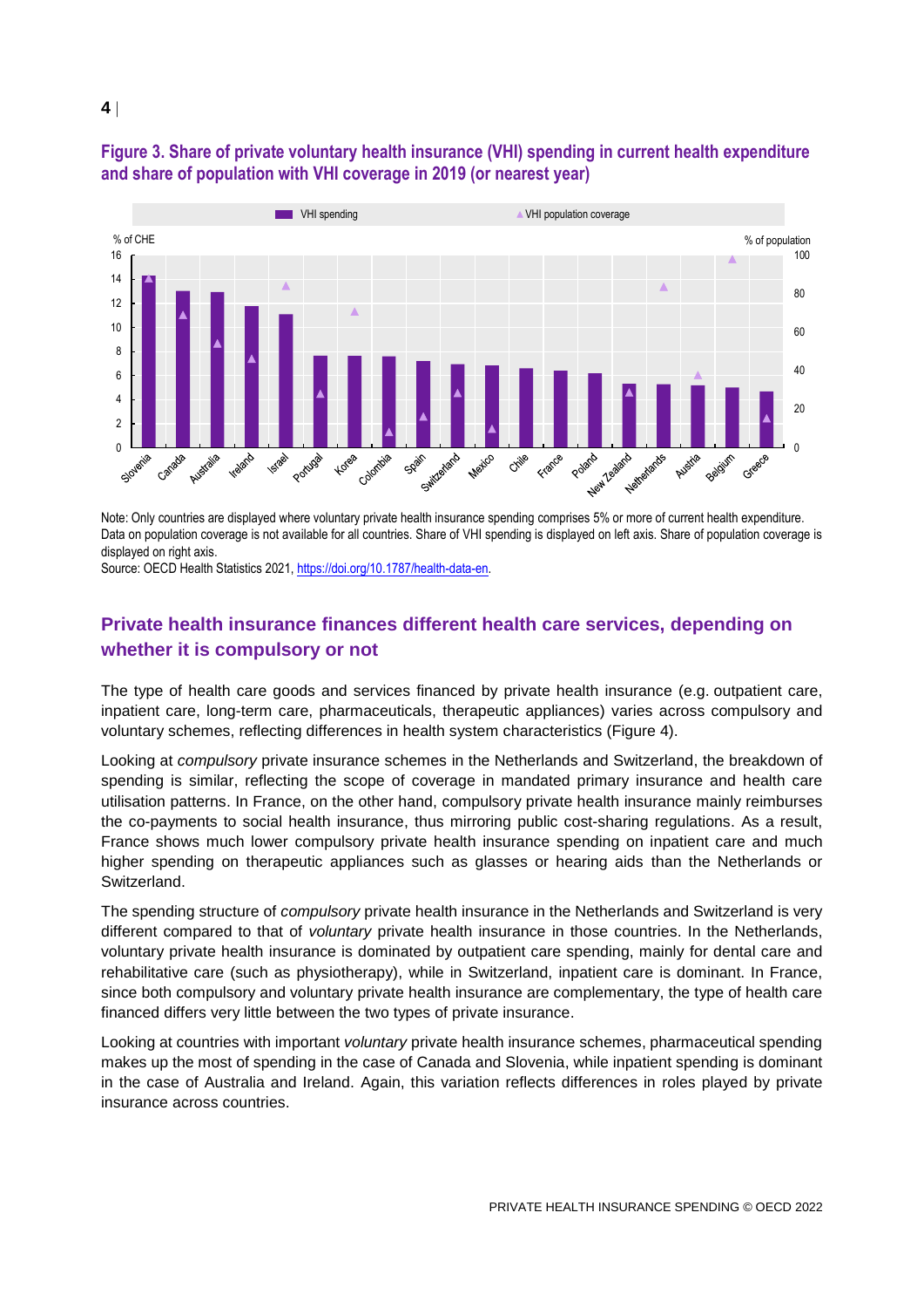**Figure 3. Share of private voluntary health insurance (VHI) spending in current health expenditure and share of population with VHI coverage in 2019 (or nearest year)**

Note: Only countries are displayed where voluntary private health insurance spending comprises 5% or more of current health expenditure. Data on population coverage is not available for all countries. Share of VHI spending is displayed on left axis. Share of population coverage is displayed on right axis.

Source: OECD Health Statistics 2021, https://doi.org/10.1787/health-data-en.

## Private health insurance finances different health care services, depending on whether it is compulsory or not

The type of health care goods and services financed by private health insurance (e.g. outpatient care, inpatient care, long-term care, pharmaceuticals, therapeutic appliances) varies across compulsory and voluntary schemes, reflecting differences in health system characteristics (Figure 4).

Looking at *compulsory* private insurance schemes in the Netherlands and Switzerland, the breakdown of spending is similar, reflecting the scope of coverage in mandated primary insurance and health care utilisation patterns. In France, on the other hand, compulsory private health insurance mainly reimburses the co-payments to social health insurance, thus mirroring public cost-sharing regulations. As a result, France shows much lower compulsory private health insurance spending on inpatient care and much higher spending on therapeutic appliances such as glasses or hearing aids than the Netherlands or Switzerland.

The spending structure of *compulsory* private health insurance in the Netherlands and Switzerland is very different compared to that of *voluntary* private health insurance in those countries. In the Netherlands, voluntary private health insurance is dominated by outpatient care spending, mainly for dental care and rehabilitative care (such as physiotherapy), while in Switzerland, inpatient care is dominant. In France, since both compulsory and voluntary private health insurance are complementary, the type of health care financed differs very little between the two types of private insurance.

Looking at countries with important *voluntary* private health insurance schemes, pharmaceutical spending makes up the most of spending in the case of Canada and Slovenia, while inpatient spending is dominant in the case of Australia and Ireland. Again, this variation reflects differences in roles played by private insurance across countries.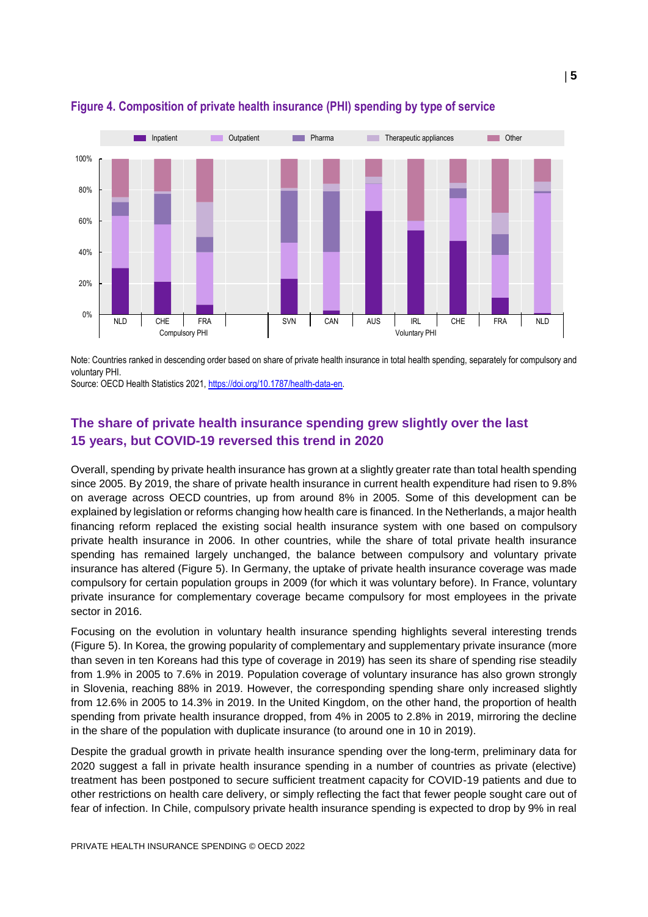**Figure 4. Composition of private health insurance (PHI) spending by type of service**

Note: Countries ranked in descending order based on share of private health insurance in total health spending, separately for compulsory and voluntary PHI.

Source: OECD Health Statistics 2021, https://doi.org/10.1787/health-data-en.

## The share of private health insurance spending grew slightly over the last 15 years, but COVID-19 reversed this trend in 2020

Overall, spending by private health insurance has grown at a slightly greater rate than total health spending since 2005. By 2019, the share of private health insurance in current health expenditure had risen to 9.8% on average across OECD countries, up from around 8% in 2005. Some of this development can be explained by legislation or reforms changing how health care is financed. In the Netherlands, a major health financing reform replaced the existing social health insurance system with one based on compulsory private health insurance in 2006. In other countries, while the share of total private health insurance spending has remained largely unchanged, the balance between compulsory and voluntary private insurance has altered (Figure 5). In Germany, the uptake of private health insurance coverage was made compulsory for certain population groups in 2009 (for which it was voluntary before). In France, voluntary private insurance for complementary coverage became compulsory for most employees in the private sector in 2016.

Focusing on the evolution in voluntary health insurance spending highlights several interesting trends (Figure 5). In Korea, the growing popularity of complementary and supplementary private insurance (more than seven in ten Koreans had this type of coverage in 2019) has seen its share of spending rise steadily from 1.9% in 2005 to 7.6% in 2019. Population coverage of voluntary insurance has also grown strongly in Slovenia, reaching 88% in 2019. However, the corresponding spending share only increased slightly from 12.6% in 2005 to 14.3% in 2019. In the United Kingdom, on the other hand, the proportion of health spending from private health insurance dropped, from 4% in 2005 to 2.8% in 2019, mirroring the decline in the share of the population with duplicate insurance (to around one in 10 in 2019).

Despite the gradual growth in private health insurance spending over the long-term, preliminary data for 2020 suggest a fall in private health insurance spending in a number of countries as private (elective) treatment has been postponed to secure sufficient treatment capacity for COVID-19 patients and due to other restrictions on health care delivery, or simply reflecting the fact that fewer people sought care out of fear of infection. In Chile, compulsory private health insurance spending is expected to drop by 9% in real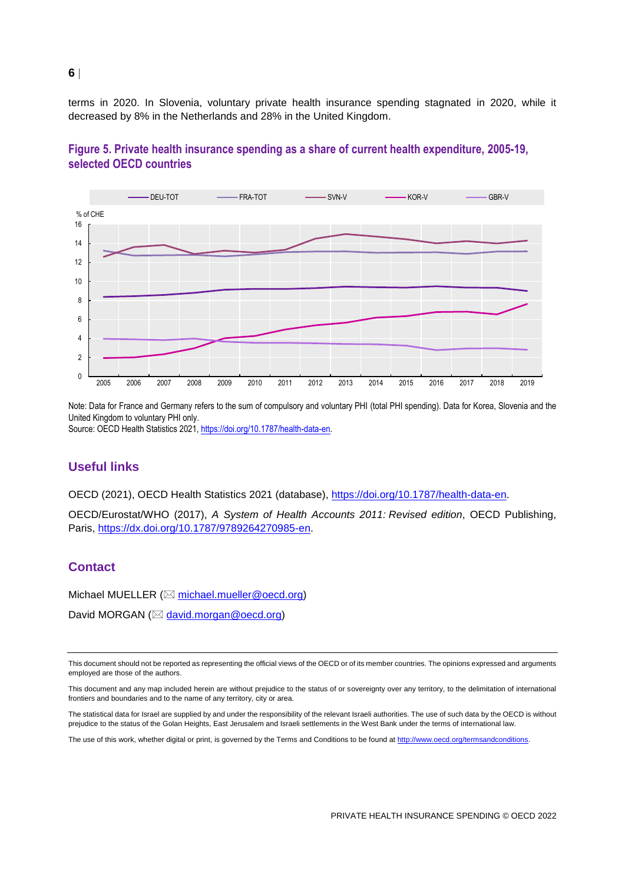terms in 2020. In Slovenia, voluntary private health insurance spending stagnated in 2020, while it decreased by 8% in the Netherlands and 28% in the United Kingdom.

### Figure 5. Private health insurance spending as a share of current health expenditure, 2005-19, selected OECD countries

DEU-TOT
FRA-TOT
SVN-V
KOR-V
GBR-V

% of CHE

16
14
12
10
8
6
4
2
0

2005 2006 2007 2008 2009 2010 2011 2012 2013 2014 2015 2016 2017 2018 2019

Note: Data for France and Germany refers to the sum of compulsory and voluntary PHI (total PHI spending). Data for Korea, Slovenia and the United Kingdom to voluntary PHI only.
Source: OECD Health Statistics 2021, https://doi.org/10.1787/health-data-en.

## Useful links

OECD (2021), OECD Health Statistics 2021 (database), https://doi.org/10.1787/health-data-en.

OECD/Eurostat/WHO (2017), *A System of Health Accounts 2011: Revised edition*, OECD Publishing, Paris, https://dx.doi.org/10.1787/9789264270985-en.

## Contact

Michael MUELLER (✉ michael.mueller@oecd.org)

David MORGAN (✉ david.morgan@oecd.org)

---

This document should not be reported as representing the official views of the OECD or of its member countries. The opinions expressed and arguments employed are those of the authors.

This document and any map included herein are without prejudice to the status of or sovereignty over any territory, to the delimitation of international frontiers and boundaries and to the name of any territory, city or area.

The statistical data for Israel are supplied by and under the responsibility of the relevant Israeli authorities. The use of such data by the OECD is without prejudice to the status of the Golan Heights, East Jerusalem and Israeli settlements in the West Bank under the terms of international law.

The use of this work, whether digital or print, is governed by the Terms and Conditions to be found at http://www.oecd.org/termsandconditions.